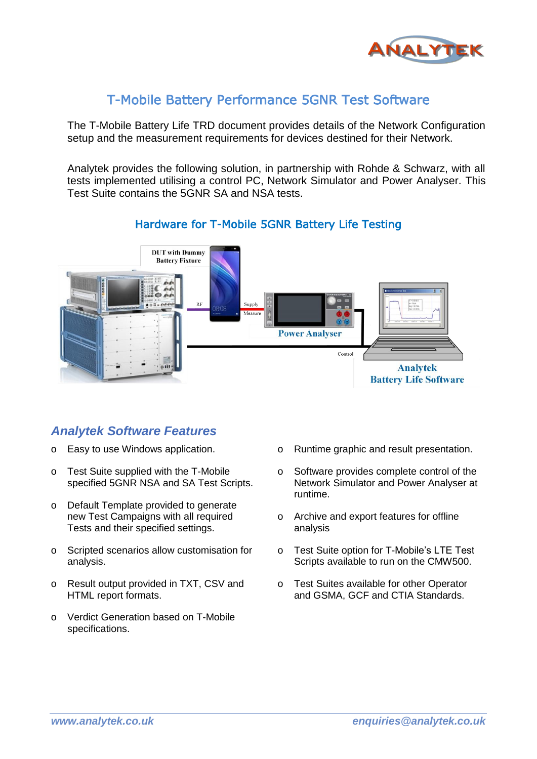# T-Mobile Battery Performance 5GNR Test Software

The T-Mobile Battery Life TRD document provides details of the Network Configuration setup and the measurement requirements for devices destined for their Network.

Analytek provides the following solution, in partnership with Rohde & Schwarz, with all tests implemented utilising a control PC, Network Simulator and Power Analyser. This Test Suite contains the 5GNR SA and NSA tests.

## Hardware for T-Mobile 5GNR Battery Life Testing

DUT with Dummy Battery Fixture

RF

Supply Measure

Power Analyser

Control

Analytek Battery Life Software

## *Analytek Software Features*

- Easy to use Windows application.
- Test Suite supplied with the T-Mobile specified 5GNR NSA and SA Test Scripts.
- Default Template provided to generate new Test Campaigns with all required Tests and their specified settings.
- Scripted scenarios allow customisation for analysis.
- Result output provided in TXT, CSV and HTML report formats.
- Verdict Generation based on T-Mobile specifications.
- Runtime graphic and result presentation.
- Software provides complete control of the Network Simulator and Power Analyser at runtime.
- Archive and export features for offline analysis
- Test Suite option for T-Mobile's LTE Test Scripts available to run on the CMW500.
- Test Suites available for other Operator and GSMA, GCF and CTIA Standards.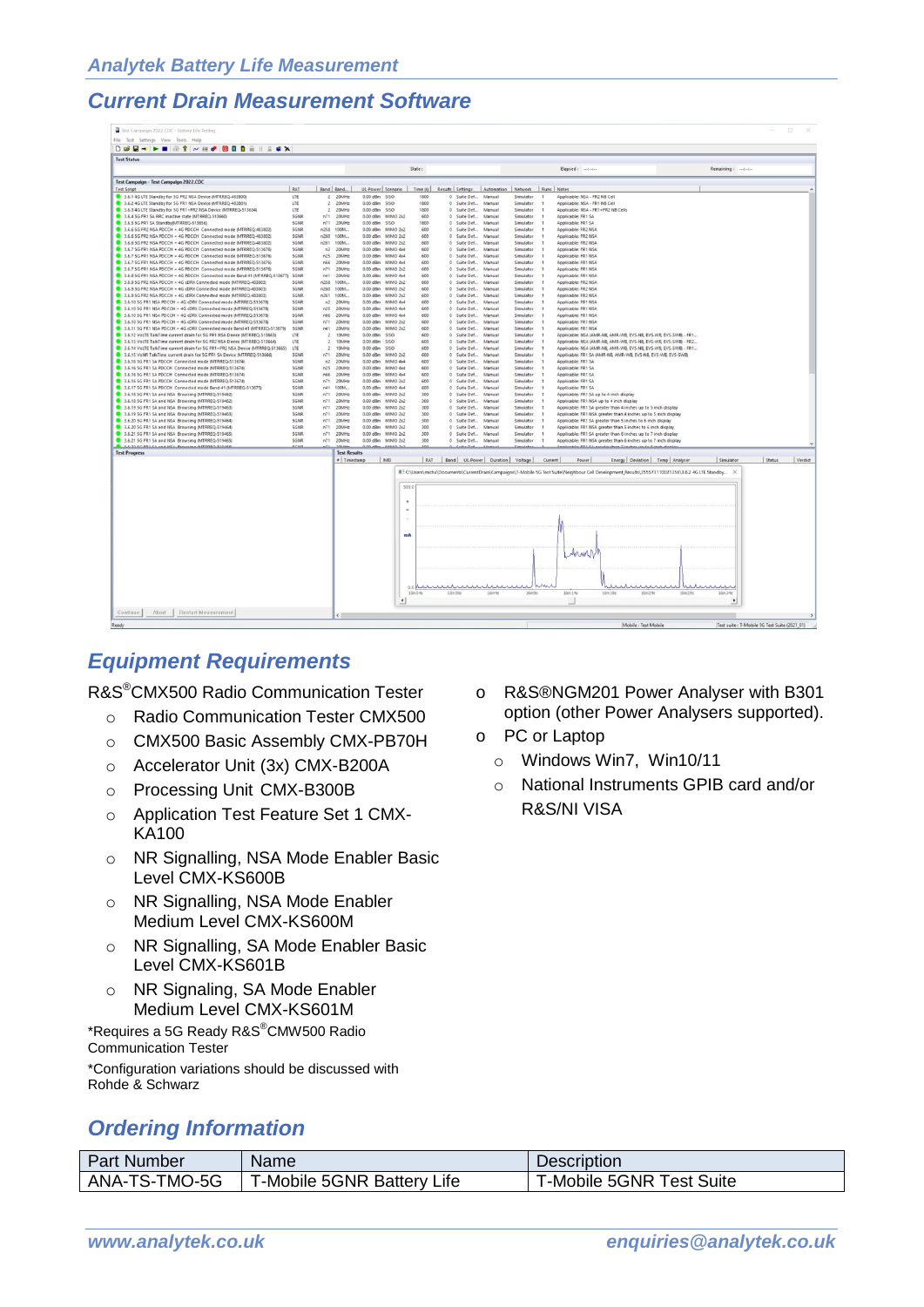## Current Drain Measurement Software

## Equipment Requirements

R&S®CMX500 Radio Communication Tester

- Radio Communication Tester CMX500
- CMX500 Basic Assembly CMX-PB70H
- Accelerator Unit (3x) CMX-B200A
- Processing Unit CMX-B300B
- Application Test Feature Set 1 CMX-KA100
- NR Signalling, NSA Mode Enabler Basic Level CMX-KS600B
- NR Signalling, NSA Mode Enabler Medium Level CMX-KS600M
- NR Signalling, SA Mode Enabler Basic Level CMX-KS601B
- NR Signaling, SA Mode Enabler Medium Level CMX-KS601M

*Requires a 5G Ready R&S®CMW500 Radio Communication Tester

*Configuration variations should be discussed with Rohde & Schwarz

- R&S®NGM201 Power Analyser with B301 option (other Power Analysers supported).
- PC or Laptop
  - Windows Win7, Win10/11
  - National Instruments GPIB card and/or R&S/NI VISA

## Ordering Information

| Part Number | Name | Description |
|---|---|---|
| ANA-TS-TMO-5G | T-Mobile 5GNR Battery Life | T-Mobile 5GNR Test Suite |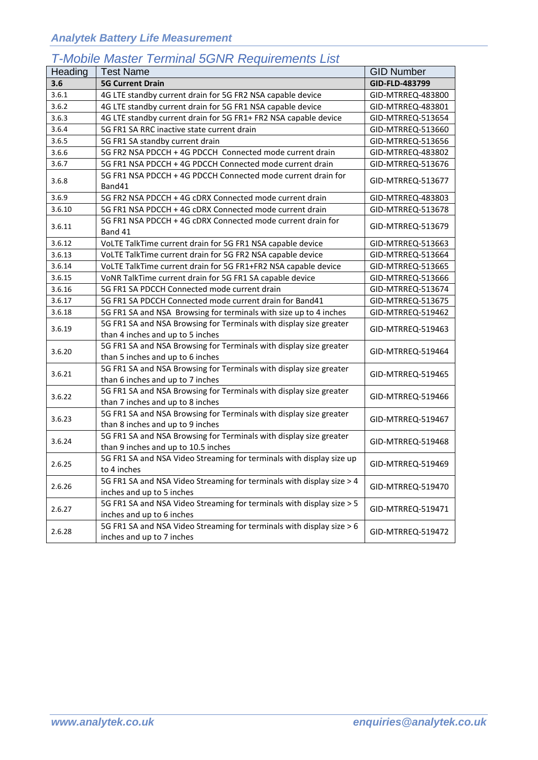## T-Mobile Master Terminal 5GNR Requirements List

| Heading | Test Name | GID Number |
|---|---|---|
| **3.6** | **5G Current Drain** | **GID-FLD-483799** |
| 3.6.1 | 4G LTE standby current drain for 5G FR2 NSA capable device | GID-MTRREQ-483800 |
| 3.6.2 | 4G LTE standby current drain for 5G FR1 NSA capable device | GID-MTRREQ-483801 |
| 3.6.3 | 4G LTE standby current drain for 5G FR1+ FR2 NSA capable device | GID-MTRREQ-513654 |
| 3.6.4 | 5G FR1 SA RRC inactive state current drain | GID-MTRREQ-513660 |
| 3.6.5 | 5G FR1 SA standby current drain | GID-MTRREQ-513656 |
| 3.6.6 | 5G FR2 NSA PDCCH + 4G PDCCH Connected mode current drain | GID-MTRREQ-483802 |
| 3.6.7 | 5G FR1 NSA PDCCH + 4G PDCCH Connected mode current drain | GID-MTRREQ-513676 |
| 3.6.8 | 5G FR1 NSA PDCCH + 4G PDCCH Connected mode current drain for Band41 | GID-MTRREQ-513677 |
| 3.6.9 | 5G FR2 NSA PDCCH + 4G cDRX Connected mode current drain | GID-MTRREQ-483803 |
| 3.6.10 | 5G FR1 NSA PDCCH + 4G cDRX Connected mode current drain | GID-MTRREQ-513678 |
| 3.6.11 | 5G FR1 NSA PDCCH + 4G cDRX Connected mode current drain for Band 41 | GID-MTRREQ-513679 |
| 3.6.12 | VoLTE TalkTime current drain for 5G FR1 NSA capable device | GID-MTRREQ-513663 |
| 3.6.13 | VoLTE TalkTime current drain for 5G FR2 NSA capable device | GID-MTRREQ-513664 |
| 3.6.14 | VoLTE TalkTime current drain for 5G FR1+FR2 NSA capable device | GID-MTRREQ-513665 |
| 3.6.15 | VoNR TalkTime current drain for 5G FR1 SA capable device | GID-MTRREQ-513666 |
| 3.6.16 | 5G FR1 SA PDCCH Connected mode current drain | GID-MTRREQ-513674 |
| 3.6.17 | 5G FR1 SA PDCCH Connected mode current drain for Band41 | GID-MTRREQ-513675 |
| 3.6.18 | 5G FR1 SA and NSA Browsing for terminals with size up to 4 inches | GID-MTRREQ-519462 |
| 3.6.19 | 5G FR1 SA and NSA Browsing for Terminals with display size greater than 4 inches and up to 5 inches | GID-MTRREQ-519463 |
| 3.6.20 | 5G FR1 SA and NSA Browsing for Terminals with display size greater than 5 inches and up to 6 inches | GID-MTRREQ-519464 |
| 3.6.21 | 5G FR1 SA and NSA Browsing for Terminals with display size greater than 6 inches and up to 7 inches | GID-MTRREQ-519465 |
| 3.6.22 | 5G FR1 SA and NSA Browsing for Terminals with display size greater than 7 inches and up to 8 inches | GID-MTRREQ-519466 |
| 3.6.23 | 5G FR1 SA and NSA Browsing for Terminals with display size greater than 8 inches and up to 9 inches | GID-MTRREQ-519467 |
| 3.6.24 | 5G FR1 SA and NSA Browsing for Terminals with display size greater than 9 inches and up to 10.5 inches | GID-MTRREQ-519468 |
| 2.6.25 | 5G FR1 SA and NSA Video Streaming for terminals with display size up to 4 inches | GID-MTRREQ-519469 |
| 2.6.26 | 5G FR1 SA and NSA Video Streaming for terminals with display size > 4 inches and up to 5 inches | GID-MTRREQ-519470 |
| 2.6.27 | 5G FR1 SA and NSA Video Streaming for terminals with display size > 5 inches and up to 6 inches | GID-MTRREQ-519471 |
| 2.6.28 | 5G FR1 SA and NSA Video Streaming for terminals with display size > 6 inches and up to 7 inches | GID-MTRREQ-519472 |